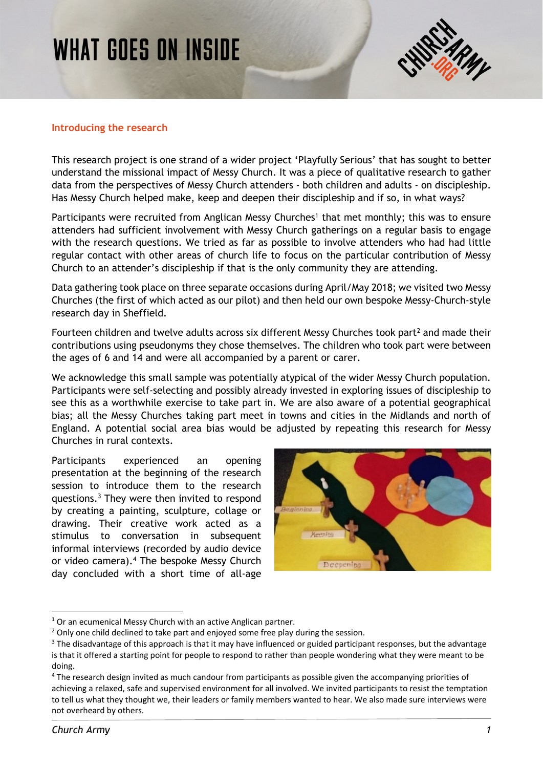# WHAT GOES ON INSIDE

## Introducing the research

This research project is one strand of a wider project 'Playfully Serious' that has sought to better understand the missional impact of Messy Church. It was a piece of qualitative research to gather data from the perspectives of Messy Church attenders - both children and adults - on discipleship. Has Messy Church helped make, keep and deepen their discipleship and if so, in what ways?

Participants were recruited from Anglican Messy Churches[1] that met monthly; this was to ensure attenders had sufficient involvement with Messy Church gatherings on a regular basis to engage with the research questions. We tried as far as possible to involve attenders who had had little regular contact with other areas of church life to focus on the particular contribution of Messy Church to an attender's discipleship if that is the only community they are attending.

Data gathering took place on three separate occasions during April/May 2018; we visited two Messy Churches (the first of which acted as our pilot) and then held our own bespoke Messy-Church-style research day in Sheffield.

Fourteen children and twelve adults across six different Messy Churches took part[2] and made their contributions using pseudonyms they chose themselves. The children who took part were between the ages of 6 and 14 and were all accompanied by a parent or carer.

We acknowledge this small sample was potentially atypical of the wider Messy Church population. Participants were self-selecting and possibly already invested in exploring issues of discipleship to see this as a worthwhile exercise to take part in. We are also aware of a potential geographical bias; all the Messy Churches taking part meet in towns and cities in the Midlands and north of England. A potential social area bias would be adjusted by repeating this research for Messy Churches in rural contexts.

Participants experienced an opening presentation at the beginning of the research session to introduce them to the research questions.[3] They were then invited to respond by creating a painting, sculpture, collage or drawing. Their creative work acted as a stimulus to conversation in subsequent informal interviews (recorded by audio device or video camera).[4] The bespoke Messy Church day concluded with a short time of all-age

---

[1] Or an ecumenical Messy Church with an active Anglican partner.

[2] Only one child declined to take part and enjoyed some free play during the session.

[3] The disadvantage of this approach is that it may have influenced or guided participant responses, but the advantage is that it offered a starting point for people to respond to rather than people wondering what they were meant to be doing.

[4] The research design invited as much candour from participants as possible given the accompanying priorities of achieving a relaxed, safe and supervised environment for all involved. We invited participants to resist the temptation to tell us what they thought we, their leaders or family members wanted to hear. We also made sure interviews were not overheard by others.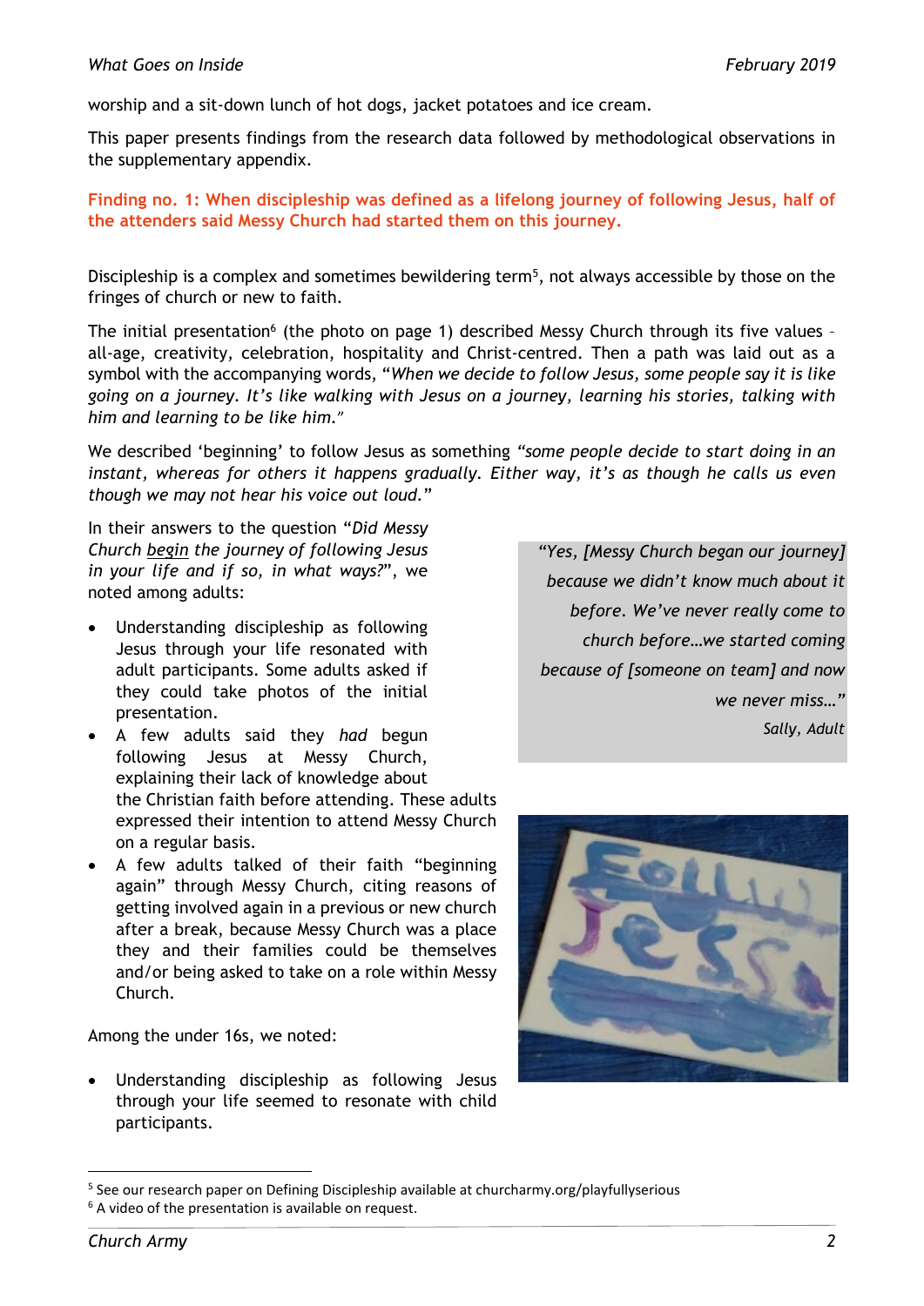worship and a sit-down lunch of hot dogs, jacket potatoes and ice cream.

This paper presents findings from the research data followed by methodological observations in the supplementary appendix.

**Finding no. 1: When discipleship was defined as a lifelong journey of following Jesus, half of the attenders said Messy Church had started them on this journey.**

Discipleship is a complex and sometimes bewildering term[5], not always accessible by those on the fringes of church or new to faith.

The initial presentation[6] (the photo on page 1) described Messy Church through its five values – all-age, creativity, celebration, hospitality and Christ-centred. Then a path was laid out as a symbol with the accompanying words, "*When we decide to follow Jesus, some people say it is like going on a journey. It's like walking with Jesus on a journey, learning his stories, talking with him and learning to be like him."*

We described 'beginning' to follow Jesus as something *"some people decide to start doing in an instant, whereas for others it happens gradually. Either way, it's as though he calls us even though we may not hear his voice out loud."*

In their answers to the question "*Did Messy Church begin the journey of following Jesus in your life and if so, in what ways?*", we noted among adults:

- Understanding discipleship as following Jesus through your life resonated with adult participants. Some adults asked if they could take photos of the initial presentation.
- A few adults said they *had* begun following Jesus at Messy Church, explaining their lack of knowledge about the Christian faith before attending. These adults expressed their intention to attend Messy Church on a regular basis.
- A few adults talked of their faith "beginning again" through Messy Church, citing reasons of getting involved again in a previous or new church after a break, because Messy Church was a place they and their families could be themselves and/or being asked to take on a role within Messy Church.

> *"Yes, [Messy Church began our journey] because we didn't know much about it before. We've never really come to church before…we started coming because of [someone on team] and now we never miss…"*
>
> *Sally, Adult*

Among the under 16s, we noted:

- Understanding discipleship as following Jesus through your life seemed to resonate with child participants.

---

[5] See our research paper on Defining Discipleship available at churcharmy.org/playfullyserious

[6] A video of the presentation is available on request.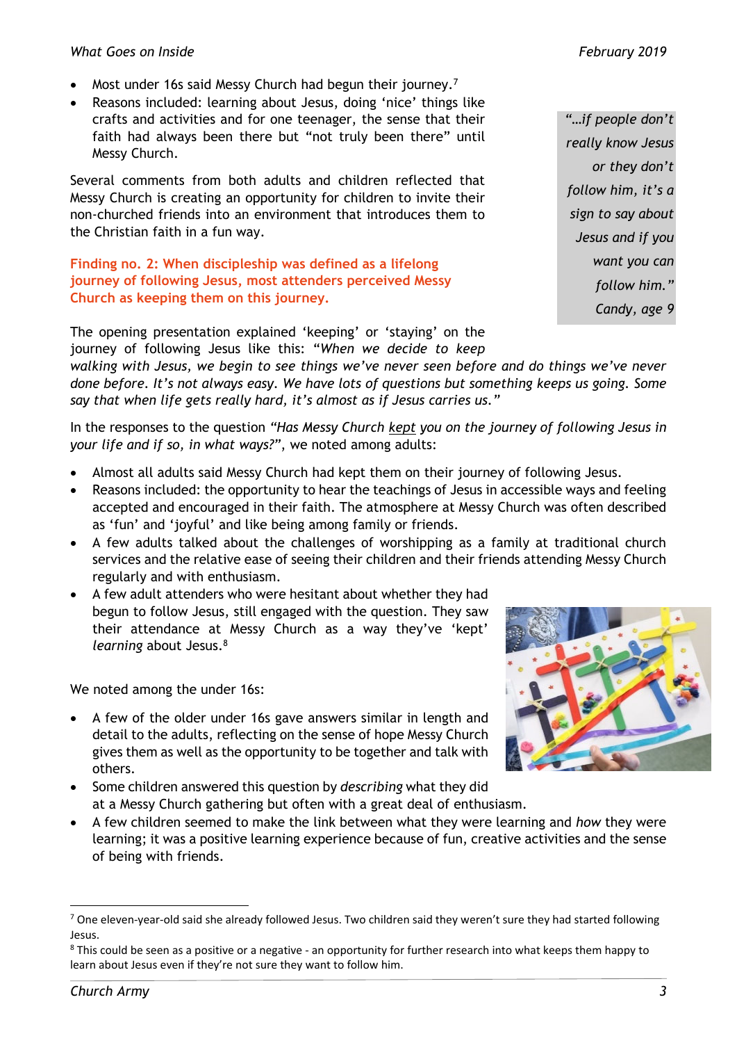- Most under 16s said Messy Church had begun their journey.[7]
- Reasons included: learning about Jesus, doing 'nice' things like crafts and activities and for one teenager, the sense that their faith had always been there but "not truly been there" until Messy Church.

> *"…if people don't really know Jesus or they don't follow him, it's a sign to say about Jesus and if you want you can follow him." Candy, age 9*

Several comments from both adults and children reflected that Messy Church is creating an opportunity for children to invite their non-churched friends into an environment that introduces them to the Christian faith in a fun way.

**Finding no. 2: When discipleship was defined as a lifelong journey of following Jesus, most attenders perceived Messy Church as keeping them on this journey.**

The opening presentation explained 'keeping' or 'staying' on the journey of following Jesus like this: *"When we decide to keep walking with Jesus, we begin to see things we've never seen before and do things we've never done before. It's not always easy. We have lots of questions but something keeps us going. Some say that when life gets really hard, it's almost as if Jesus carries us."*

In the responses to the question *"Has Messy Church kept you on the journey of following Jesus in your life and if so, in what ways?"*, we noted among adults:

- Almost all adults said Messy Church had kept them on their journey of following Jesus.
- Reasons included: the opportunity to hear the teachings of Jesus in accessible ways and feeling accepted and encouraged in their faith. The atmosphere at Messy Church was often described as 'fun' and 'joyful' and like being among family or friends.
- A few adults talked about the challenges of worshipping as a family at traditional church services and the relative ease of seeing their children and their friends attending Messy Church regularly and with enthusiasm.
- A few adult attenders who were hesitant about whether they had begun to follow Jesus, still engaged with the question. They saw their attendance at Messy Church as a way they've 'kept' *learning* about Jesus.[8]

We noted among the under 16s:

- A few of the older under 16s gave answers similar in length and detail to the adults, reflecting on the sense of hope Messy Church gives them as well as the opportunity to be together and talk with others.
- Some children answered this question by *describing* what they did at a Messy Church gathering but often with a great deal of enthusiasm.
- A few children seemed to make the link between what they were learning and *how* they were learning; it was a positive learning experience because of fun, creative activities and the sense of being with friends.

---

[7] One eleven-year-old said she already followed Jesus. Two children said they weren't sure they had started following Jesus.

[8] This could be seen as a positive or a negative - an opportunity for further research into what keeps them happy to learn about Jesus even if they're not sure they want to follow him.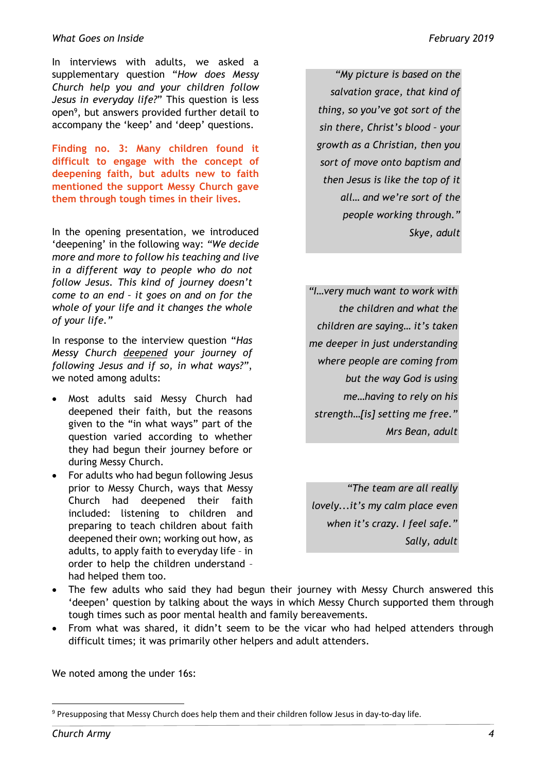In interviews with adults, we asked a supplementary question "*How does Messy Church help you and your children follow Jesus in everyday life?*" This question is less open[9], but answers provided further detail to accompany the 'keep' and 'deep' questions.

**Finding no. 3: Many children found it difficult to engage with the concept of deepening faith, but adults new to faith mentioned the support Messy Church gave them through tough times in their lives.**

In the opening presentation, we introduced 'deepening' in the following way: *"We decide more and more to follow his teaching and live in a different way to people who do not follow Jesus. This kind of journey doesn't come to an end – it goes on and on for the whole of your life and it changes the whole of your life."*

In response to the interview question "*Has Messy Church deepened your journey of following Jesus and if so, in what ways?*", we noted among adults:

- Most adults said Messy Church had deepened their faith, but the reasons given to the "in what ways" part of the question varied according to whether they had begun their journey before or during Messy Church.
- For adults who had begun following Jesus prior to Messy Church, ways that Messy Church had deepened their faith included: listening to children and preparing to teach children about faith deepened their own; working out how, as adults, to apply faith to everyday life – in order to help the children understand – had helped them too.
- The few adults who said they had begun their journey with Messy Church answered this 'deepen' question by talking about the ways in which Messy Church supported them through tough times such as poor mental health and family bereavements.
- From what was shared, it didn't seem to be the vicar who had helped attenders through difficult times; it was primarily other helpers and adult attenders.

> *"My picture is based on the salvation grace, that kind of thing, so you've got sort of the sin there, Christ's blood – your growth as a Christian, then you sort of move onto baptism and then Jesus is like the top of it all… and we're sort of the people working through."*
>
> *Skye, adult*

> *"I…very much want to work with the children and what the children are saying… it's taken me deeper in just understanding where people are coming from but the way God is using me…having to rely on his strength…[is] setting me free."*
>
> *Mrs Bean, adult*

> *"The team are all really lovely…it's my calm place even when it's crazy. I feel safe."*
>
> *Sally, adult*

We noted among the under 16s:

[9] Presupposing that Messy Church does help them and their children follow Jesus in day-to-day life.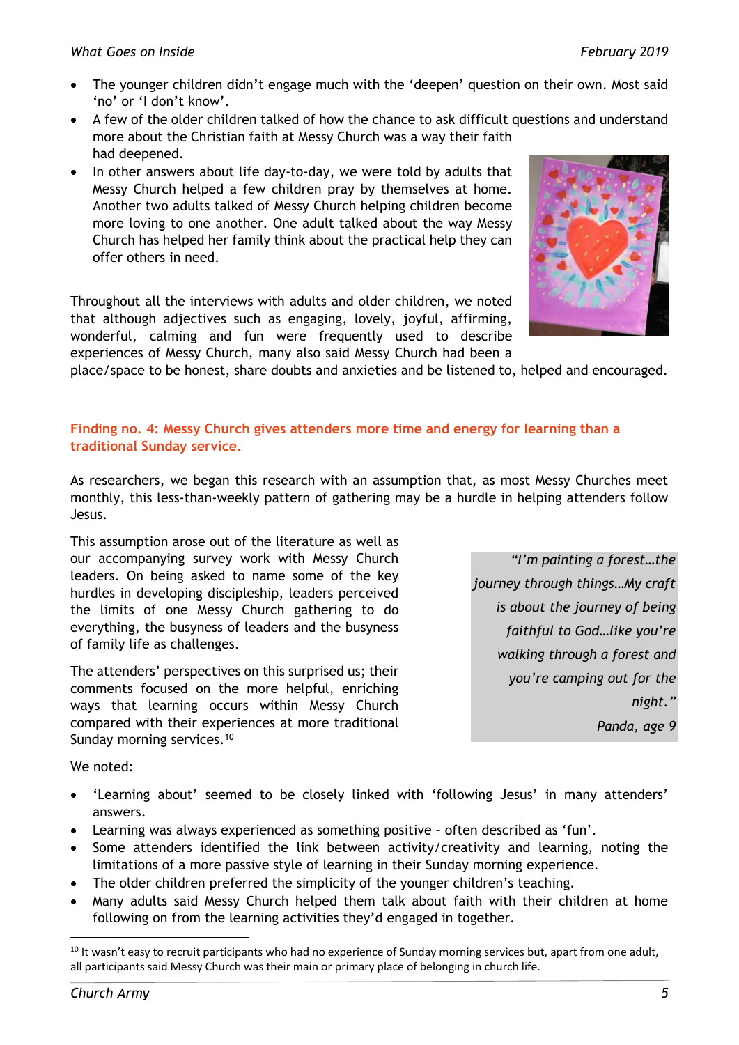- The younger children didn't engage much with the 'deepen' question on their own. Most said 'no' or 'I don't know'.
- A few of the older children talked of how the chance to ask difficult questions and understand more about the Christian faith at Messy Church was a way their faith had deepened.
- In other answers about life day-to-day, we were told by adults that Messy Church helped a few children pray by themselves at home. Another two adults talked of Messy Church helping children become more loving to one another. One adult talked about the way Messy Church has helped her family think about the practical help they can offer others in need.

Throughout all the interviews with adults and older children, we noted that although adjectives such as engaging, lovely, joyful, affirming, wonderful, calming and fun were frequently used to describe experiences of Messy Church, many also said Messy Church had been a place/space to be honest, share doubts and anxieties and be listened to, helped and encouraged.

## Finding no. 4: Messy Church gives attenders more time and energy for learning than a traditional Sunday service.

As researchers, we began this research with an assumption that, as most Messy Churches meet monthly, this less-than-weekly pattern of gathering may be a hurdle in helping attenders follow Jesus.

This assumption arose out of the literature as well as our accompanying survey work with Messy Church leaders. On being asked to name some of the key hurdles in developing discipleship, leaders perceived the limits of one Messy Church gathering to do everything, the busyness of leaders and the busyness of family life as challenges.

The attenders' perspectives on this surprised us; their comments focused on the more helpful, enriching ways that learning occurs within Messy Church compared with their experiences at more traditional Sunday morning services.[10]

> *"I'm painting a forest…the journey through things…My craft is about the journey of being faithful to God…like you're walking through a forest and you're camping out for the night."*
>
> *Panda, age 9*

We noted:

- 'Learning about' seemed to be closely linked with 'following Jesus' in many attenders' answers.
- Learning was always experienced as something positive – often described as 'fun'.
- Some attenders identified the link between activity/creativity and learning, noting the limitations of a more passive style of learning in their Sunday morning experience.
- The older children preferred the simplicity of the younger children's teaching.
- Many adults said Messy Church helped them talk about faith with their children at home following on from the learning activities they'd engaged in together.

[10] It wasn't easy to recruit participants who had no experience of Sunday morning services but, apart from one adult, all participants said Messy Church was their main or primary place of belonging in church life.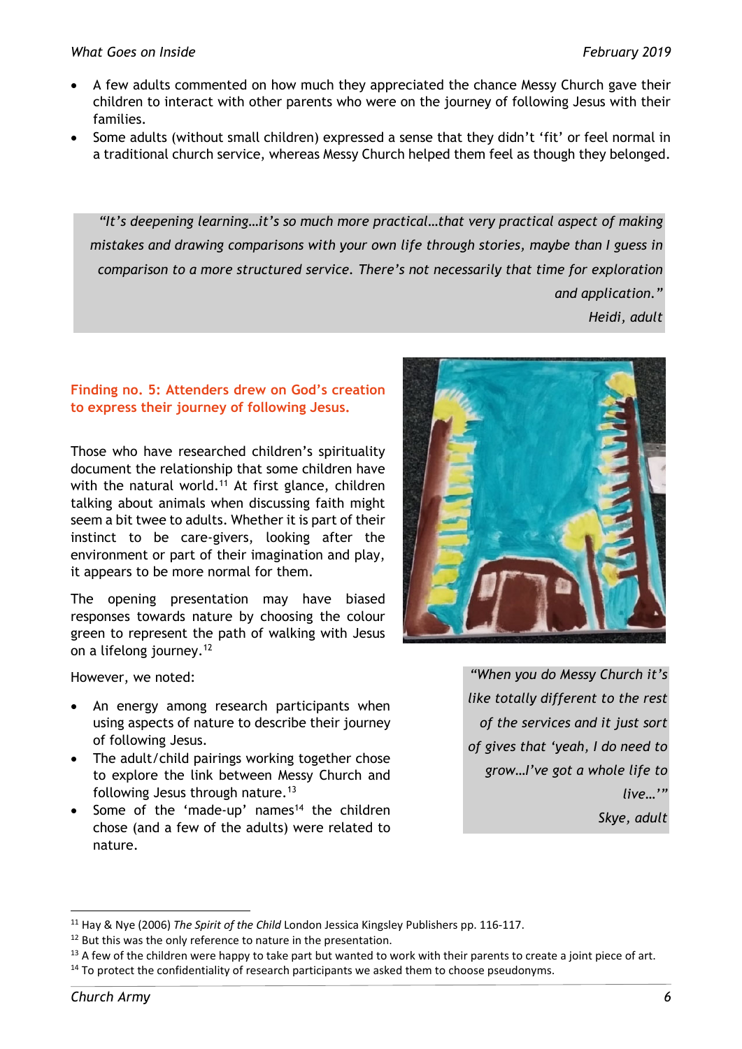- A few adults commented on how much they appreciated the chance Messy Church gave their children to interact with other parents who were on the journey of following Jesus with their families.
- Some adults (without small children) expressed a sense that they didn't 'fit' or feel normal in a traditional church service, whereas Messy Church helped them feel as though they belonged.

> *"It's deepening learning…it's so much more practical…that very practical aspect of making mistakes and drawing comparisons with your own life through stories, maybe than I guess in comparison to a more structured service. There's not necessarily that time for exploration and application."*
>
> *Heidi, adult*

**Finding no. 5: Attenders drew on God's creation to express their journey of following Jesus.**

Those who have researched children's spirituality document the relationship that some children have with the natural world.[11] At first glance, children talking about animals when discussing faith might seem a bit twee to adults. Whether it is part of their instinct to be care-givers, looking after the environment or part of their imagination and play, it appears to be more normal for them.

The opening presentation may have biased responses towards nature by choosing the colour green to represent the path of walking with Jesus on a lifelong journey.[12]

However, we noted:

- An energy among research participants when using aspects of nature to describe their journey of following Jesus.
- The adult/child pairings working together chose to explore the link between Messy Church and following Jesus through nature.[13]
- Some of the 'made-up' names[14] the children chose (and a few of the adults) were related to nature.

> *"When you do Messy Church it's like totally different to the rest of the services and it just sort of gives that 'yeah, I do need to grow…I've got a whole life to live…'"*
>
> *Skye, adult*

---

[11] Hay & Nye (2006) *The Spirit of the Child* London Jessica Kingsley Publishers pp. 116-117.

[12] But this was the only reference to nature in the presentation.

[13] A few of the children were happy to take part but wanted to work with their parents to create a joint piece of art.

[14] To protect the confidentiality of research participants we asked them to choose pseudonyms.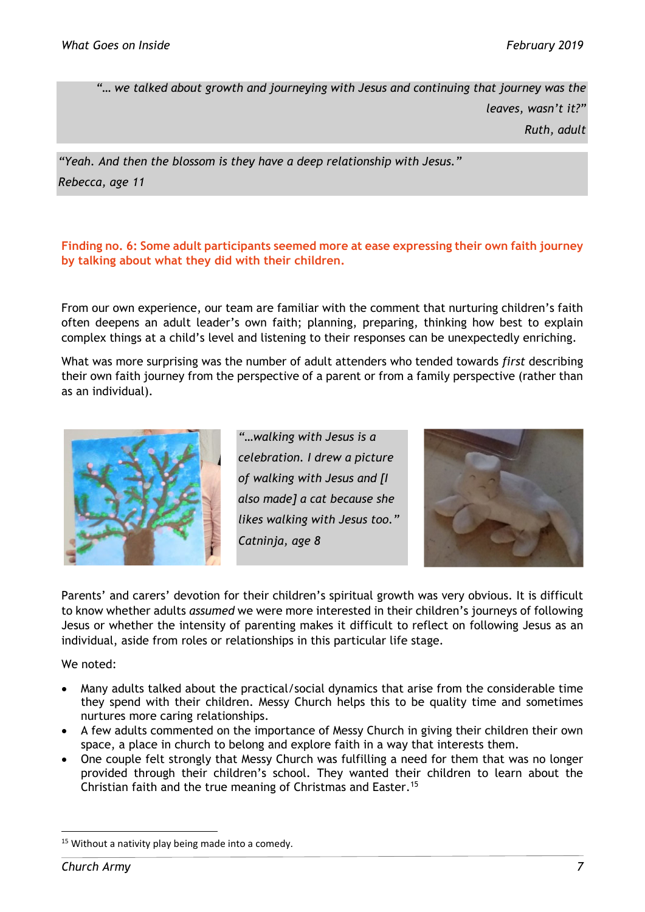> *"… we talked about growth and journeying with Jesus and continuing that journey was the leaves, wasn't it?"*
> *Ruth, adult*

> *"Yeah. And then the blossom is they have a deep relationship with Jesus."*
> *Rebecca, age 11*

**Finding no. 6: Some adult participants seemed more at ease expressing their own faith journey by talking about what they did with their children.**

From our own experience, our team are familiar with the comment that nurturing children's faith often deepens an adult leader's own faith; planning, preparing, thinking how best to explain complex things at a child's level and listening to their responses can be unexpectedly enriching.

What was more surprising was the number of adult attenders who tended towards *first* describing their own faith journey from the perspective of a parent or from a family perspective (rather than as an individual).

> *"…walking with Jesus is a celebration. I drew a picture of walking with Jesus and [I also made] a cat because she likes walking with Jesus too."*
> *Catninja, age 8*

Parents' and carers' devotion for their children's spiritual growth was very obvious. It is difficult to know whether adults *assumed* we were more interested in their children's journeys of following Jesus or whether the intensity of parenting makes it difficult to reflect on following Jesus as an individual, aside from roles or relationships in this particular life stage.

We noted:

- Many adults talked about the practical/social dynamics that arise from the considerable time they spend with their children. Messy Church helps this to be quality time and sometimes nurtures more caring relationships.
- A few adults commented on the importance of Messy Church in giving their children their own space, a place in church to belong and explore faith in a way that interests them.
- One couple felt strongly that Messy Church was fulfilling a need for them that was no longer provided through their children's school. They wanted their children to learn about the Christian faith and the true meaning of Christmas and Easter.[15]

[15] Without a nativity play being made into a comedy.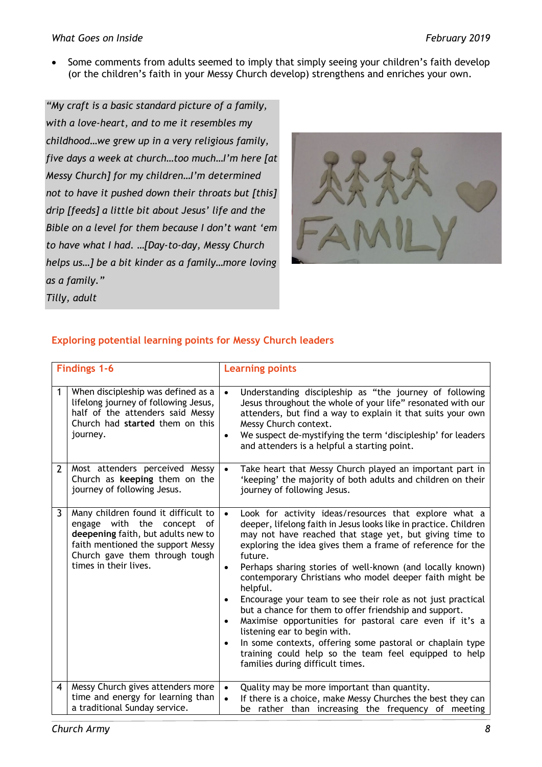- Some comments from adults seemed to imply that simply seeing your children's faith develop (or the children's faith in your Messy Church develop) strengthens and enriches your own.

> *"My craft is a basic standard picture of a family, with a love-heart, and to me it resembles my childhood…we grew up in a very religious family, five days a week at church…too much…I'm here [at Messy Church] for my children…I'm determined not to have it pushed down their throats but [this] drip [feeds] a little bit about Jesus' life and the Bible on a level for them because I don't want 'em to have what I had. …[Day-to-day, Messy Church helps us…] be a bit kinder as a family…more loving as a family."*
> *Tilly, adult*

## Exploring potential learning points for Messy Church leaders

| | Findings 1-6 | Learning points |
|---|---|---|
| 1 | When discipleship was defined as a lifelong journey of following Jesus, half of the attenders said Messy Church had **started** them on this journey. | • Understanding discipleship as "the journey of following Jesus throughout the whole of your life" resonated with our attenders, but find a way to explain it that suits your own Messy Church context.<br>• We suspect de-mystifying the term 'discipleship' for leaders and attenders is a helpful a starting point. |
| 2 | Most attenders perceived Messy Church as **keeping** them on the journey of following Jesus. | • Take heart that Messy Church played an important part in 'keeping' the majority of both adults and children on their journey of following Jesus. |
| 3 | Many children found it difficult to engage with the concept of **deepening** faith, but adults new to faith mentioned the support Messy Church gave them through tough times in their lives. | • Look for activity ideas/resources that explore what a deeper, lifelong faith in Jesus looks like in practice. Children may not have reached that stage yet, but giving time to exploring the idea gives them a frame of reference for the future.<br>• Perhaps sharing stories of well-known (and locally known) contemporary Christians who model deeper faith might be helpful.<br>• Encourage your team to see their role as not just practical but a chance for them to offer friendship and support.<br>• Maximise opportunities for pastoral care even if it's a listening ear to begin with.<br>• In some contexts, offering some pastoral or chaplain type training could help so the team feel equipped to help families during difficult times. |
| 4 | Messy Church gives attenders more time and energy for learning than a traditional Sunday service. | • Quality may be more important than quantity.<br>• If there is a choice, make Messy Churches the best they can be rather than increasing the frequency of meeting |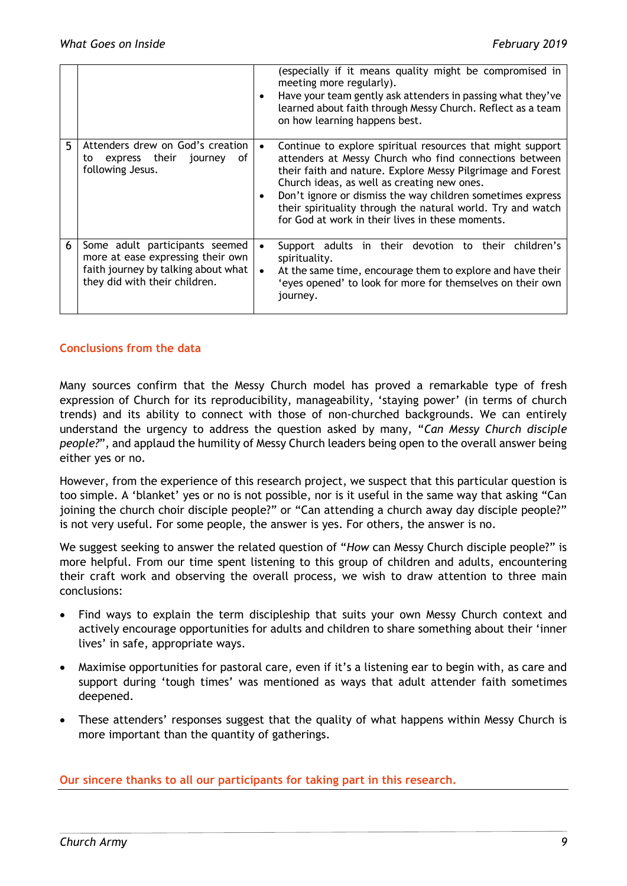| | | |
|---|---|---|
| | | (especially if it means quality might be compromised in meeting more regularly).<br>• Have your team gently ask attenders in passing what they've learned about faith through Messy Church. Reflect as a team on how learning happens best. |
| 5 | Attenders drew on God's creation to express their journey of following Jesus. | • Continue to explore spiritual resources that might support attenders at Messy Church who find connections between their faith and nature. Explore Messy Pilgrimage and Forest Church ideas, as well as creating new ones.<br>• Don't ignore or dismiss the way children sometimes express their spirituality through the natural world. Try and watch for God at work in their lives in these moments. |
| 6 | Some adult participants seemed more at ease expressing their own faith journey by talking about what they did with their children. | • Support adults in their devotion to their children's spirituality.<br>• At the same time, encourage them to explore and have their 'eyes opened' to look for more for themselves on their own journey. |

## Conclusions from the data

Many sources confirm that the Messy Church model has proved a remarkable type of fresh expression of Church for its reproducibility, manageability, 'staying power' (in terms of church trends) and its ability to connect with those of non-churched backgrounds. We can entirely understand the urgency to address the question asked by many, "*Can Messy Church disciple people?*", and applaud the humility of Messy Church leaders being open to the overall answer being either yes or no.

However, from the experience of this research project, we suspect that this particular question is too simple. A 'blanket' yes or no is not possible, nor is it useful in the same way that asking "Can joining the church choir disciple people?" or "Can attending a church away day disciple people?" is not very useful. For some people, the answer is yes. For others, the answer is no.

We suggest seeking to answer the related question of "*How* can Messy Church disciple people?" is more helpful. From our time spent listening to this group of children and adults, encountering their craft work and observing the overall process, we wish to draw attention to three main conclusions:

- Find ways to explain the term discipleship that suits your own Messy Church context and actively encourage opportunities for adults and children to share something about their 'inner lives' in safe, appropriate ways.
- Maximise opportunities for pastoral care, even if it's a listening ear to begin with, as care and support during 'tough times' was mentioned as ways that adult attender faith sometimes deepened.
- These attenders' responses suggest that the quality of what happens within Messy Church is more important than the quantity of gatherings.

**Our sincere thanks to all our participants for taking part in this research.**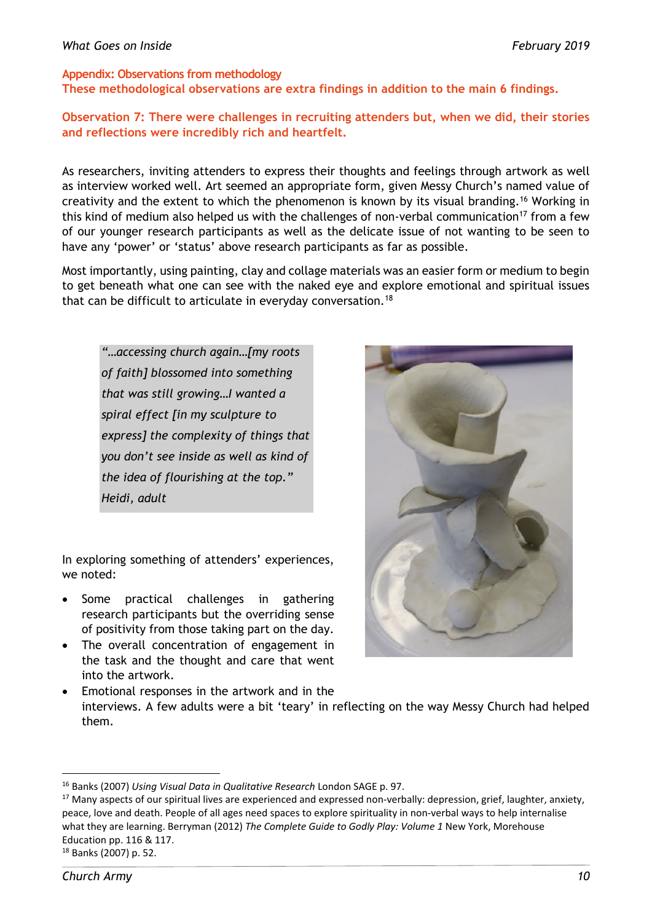## Appendix: Observations from methodology

**These methodological observations are extra findings in addition to the main 6 findings.**

### Observation 7: There were challenges in recruiting attenders but, when we did, their stories and reflections were incredibly rich and heartfelt.

As researchers, inviting attenders to express their thoughts and feelings through artwork as well as interview worked well. Art seemed an appropriate form, given Messy Church's named value of creativity and the extent to which the phenomenon is known by its visual branding.[16] Working in this kind of medium also helped us with the challenges of non-verbal communication[17] from a few of our younger research participants as well as the delicate issue of not wanting to be seen to have any 'power' or 'status' above research participants as far as possible.

Most importantly, using painting, clay and collage materials was an easier form or medium to begin to get beneath what one can see with the naked eye and explore emotional and spiritual issues that can be difficult to articulate in everyday conversation.[18]

> *"…accessing church again…[my roots of faith] blossomed into something that was still growing…I wanted a spiral effect [in my sculpture to express] the complexity of things that you don't see inside as well as kind of the idea of flourishing at the top."*
> *Heidi, adult*

In exploring something of attenders' experiences, we noted:

- Some practical challenges in gathering research participants but the overriding sense of positivity from those taking part on the day.
- The overall concentration of engagement in the task and the thought and care that went into the artwork.
- Emotional responses in the artwork and in the interviews. A few adults were a bit 'teary' in reflecting on the way Messy Church had helped them.

---

[16] Banks (2007) *Using Visual Data in Qualitative Research* London SAGE p. 97.

[17] Many aspects of our spiritual lives are experienced and expressed non-verbally: depression, grief, laughter, anxiety, peace, love and death. People of all ages need spaces to explore spirituality in non-verbal ways to help internalise what they are learning. Berryman (2012) *The Complete Guide to Godly Play: Volume 1* New York, Morehouse Education pp. 116 & 117.

[18] Banks (2007) p. 52.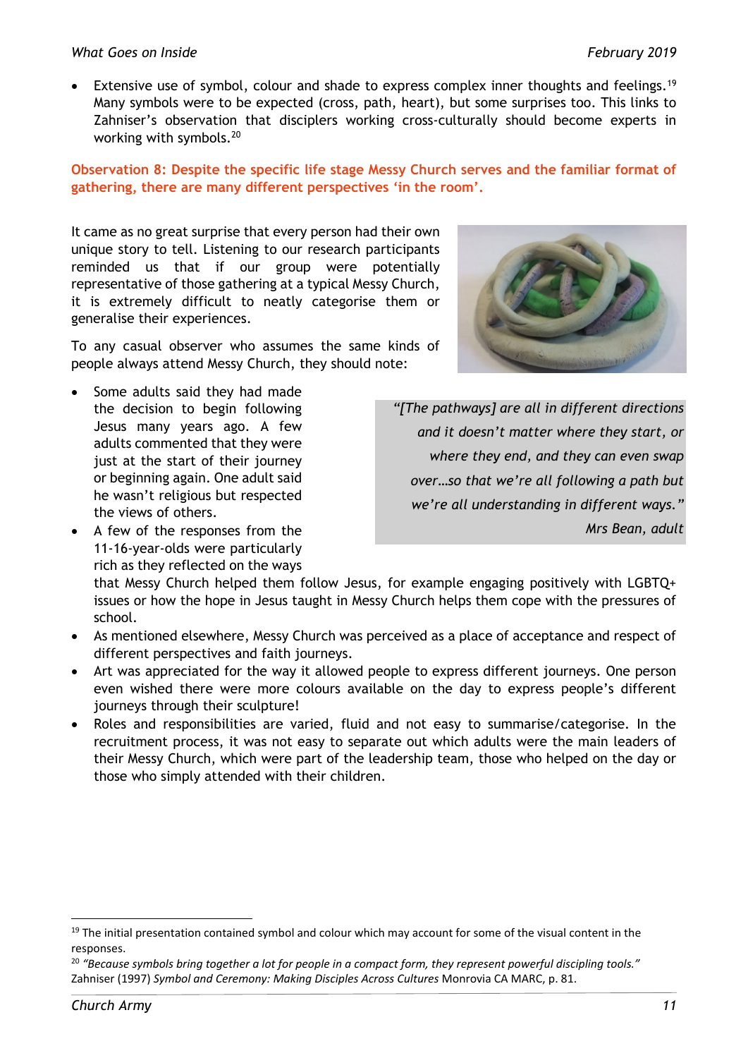- Extensive use of symbol, colour and shade to express complex inner thoughts and feelings.[19] Many symbols were to be expected (cross, path, heart), but some surprises too. This links to Zahniser's observation that disciplers working cross-culturally should become experts in working with symbols.[20]

**Observation 8: Despite the specific life stage Messy Church serves and the familiar format of gathering, there are many different perspectives 'in the room'.**

It came as no great surprise that every person had their own unique story to tell. Listening to our research participants reminded us that if our group were potentially representative of those gathering at a typical Messy Church, it is extremely difficult to neatly categorise them or generalise their experiences.

To any casual observer who assumes the same kinds of people always attend Messy Church, they should note:

> *"[The pathways] are all in different directions and it doesn't matter where they start, or where they end, and they can even swap over…so that we're all following a path but we're all understanding in different ways."*
>
> *Mrs Bean, adult*

- Some adults said they had made the decision to begin following Jesus many years ago. A few adults commented that they were just at the start of their journey or beginning again. One adult said he wasn't religious but respected the views of others.
- A few of the responses from the 11-16-year-olds were particularly rich as they reflected on the ways that Messy Church helped them follow Jesus, for example engaging positively with LGBTQ+ issues or how the hope in Jesus taught in Messy Church helps them cope with the pressures of school.
- As mentioned elsewhere, Messy Church was perceived as a place of acceptance and respect of different perspectives and faith journeys.
- Art was appreciated for the way it allowed people to express different journeys. One person even wished there were more colours available on the day to express people's different journeys through their sculpture!
- Roles and responsibilities are varied, fluid and not easy to summarise/categorise. In the recruitment process, it was not easy to separate out which adults were the main leaders of their Messy Church, which were part of the leadership team, those who helped on the day or those who simply attended with their children.

---

[19] The initial presentation contained symbol and colour which may account for some of the visual content in the responses.

[20] *"Because symbols bring together a lot for people in a compact form, they represent powerful discipling tools."* Zahniser (1997) *Symbol and Ceremony: Making Disciples Across Cultures* Monrovia CA MARC, p. 81.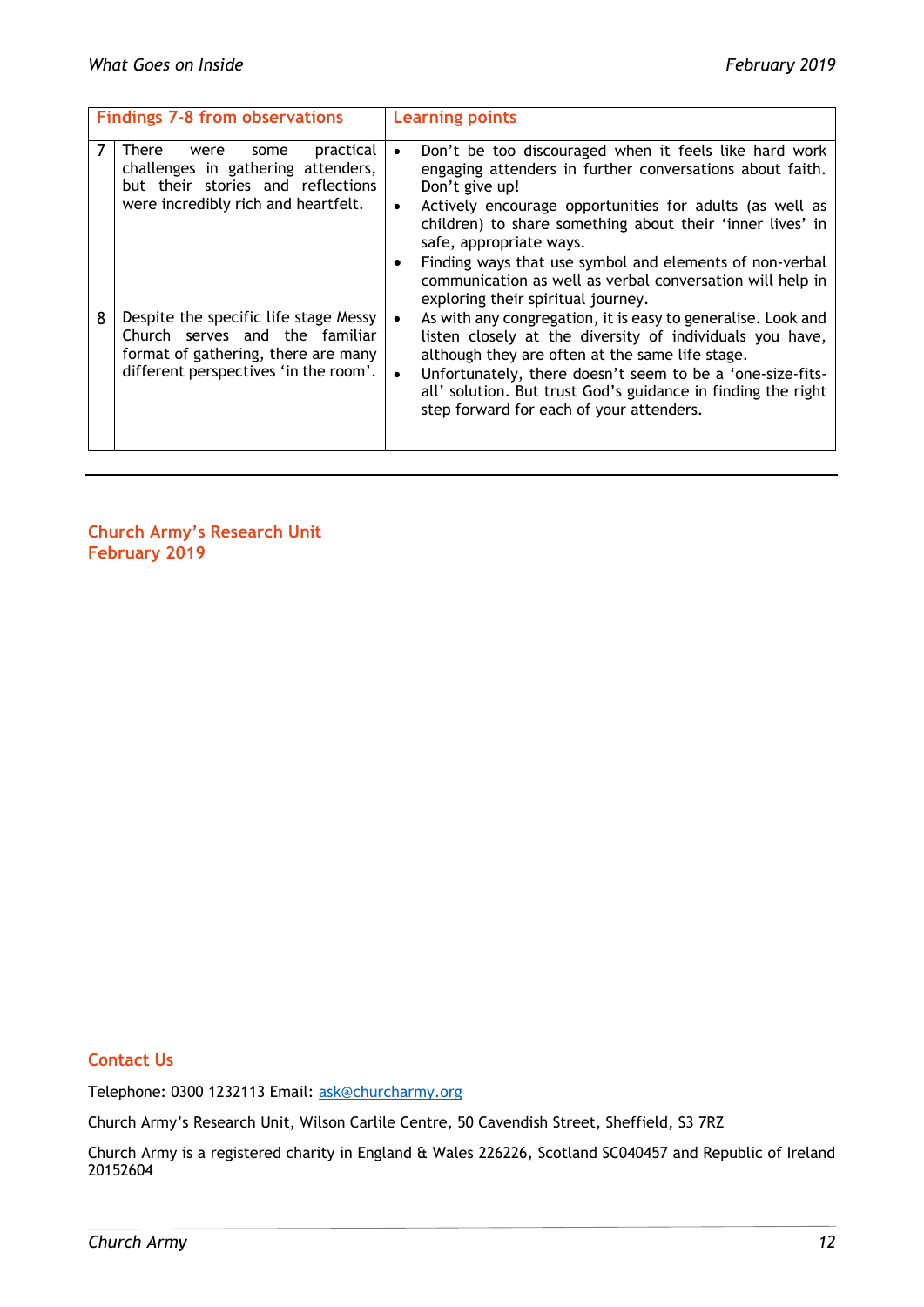| | Findings 7-8 from observations | Learning points |
|---|---|---|
| 7 | There were some practical challenges in gathering attenders, but their stories and reflections were incredibly rich and heartfelt. | • Don't be too discouraged when it feels like hard work engaging attenders in further conversations about faith. Don't give up!<br>• Actively encourage opportunities for adults (as well as children) to share something about their 'inner lives' in safe, appropriate ways.<br>• Finding ways that use symbol and elements of non-verbal communication as well as verbal conversation will help in exploring their spiritual journey. |
| 8 | Despite the specific life stage Messy Church serves and the familiar format of gathering, there are many different perspectives 'in the room'. | • As with any congregation, it is easy to generalise. Look and listen closely at the diversity of individuals you have, although they are often at the same life stage.<br>• Unfortunately, there doesn't seem to be a 'one-size-fits-all' solution. But trust God's guidance in finding the right step forward for each of your attenders. |

**Church Army's Research Unit**
**February 2019**

## Contact Us

Telephone: 0300 1232113 Email: [ask@churcharmy.org](mailto:ask@churcharmy.org)

Church Army's Research Unit, Wilson Carlile Centre, 50 Cavendish Street, Sheffield, S3 7RZ

Church Army is a registered charity in England & Wales 226226, Scotland SC040457 and Republic of Ireland 20152604